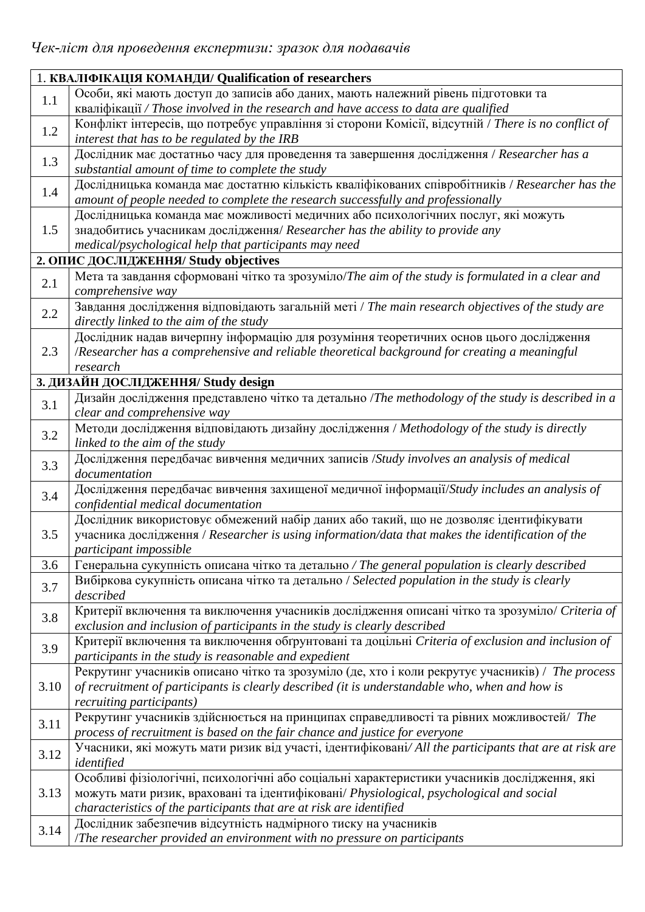*Чек-ліст для проведення експертизи: зразок для подавачів*

| 1. **КВАЛІФІКАЦІЯ КОМАНДИ/ Qualification of researchers** | |
|---|---|
| 1.1 | Особи, які мають доступ до записів або даних, мають належний рівень підготовки та кваліфікації */ Those involved in the research and have access to data are qualified* |
| 1.2 | Конфлікт інтересів, що потребує управління зі сторони Комісії, відсутній / *There is no conflict of interest that has to be regulated by the IRB* |
| 1.3 | Дослідник має достатньо часу для проведення та завершення дослідження / *Researcher has a substantial amount of time to complete the study* |
| 1.4 | Дослідницька команда має достатню кількість кваліфікованих співробітників / *Researcher has the amount of people needed to complete the research successfully and professionally* |
| 1.5 | Дослідницька команда має можливості медичних або психологічних послуг, які можуть знадобитись учасникам дослідження/ *Researcher has the ability to provide any medical/psychological help that participants may need* |
| **2. ОПИС ДОСЛІДЖЕННЯ/ Study objectives** | |
| 2.1 | Мета та завдання сформовані чітко та зрозуміло/*The aim of the study is formulated in a clear and comprehensive way* |
| 2.2 | Завдання дослідження відповідають загальній меті / *The main research objectives of the study are directly linked to the aim of the study* |
| 2.3 | Дослідник надав вичерпну інформацію для розуміння теоретичних основ цього дослідження /*Researcher has a comprehensive and reliable theoretical background for creating a meaningful research* |
| **3. ДИЗАЙН ДОСЛІДЖЕННЯ/ Study design** | |
| 3.1 | Дизайн дослідження представлено чітко та детально /*The methodology of the study is described in a clear and comprehensive way* |
| 3.2 | Методи дослідження відповідають дизайну дослідження / *Methodology of the study is directly linked to the aim of the study* |
| 3.3 | Дослідження передбачає вивчення медичних записів /*Study involves an analysis of medical documentation* |
| 3.4 | Дослідження передбачає вивчення захищеної медичної інформації/*Study includes an analysis of confidential medical documentation* |
| 3.5 | Дослідник використовує обмежений набір даних або такий, що не дозволяє ідентифікувати учасника дослідження / *Researcher is using information/data that makes the identification of the participant impossible* |
| 3.6 | Генеральна сукупність описана чітко та детально */ The general population is clearly described* |
| 3.7 | Вибіркова сукупність описана чітко та детально / *Selected population in the study is clearly described* |
| 3.8 | Критерії включення та виключення учасників дослідження описані чітко та зрозуміло/ *Criteria of exclusion and inclusion of participants in the study is clearly described* |
| 3.9 | Критерії включення та виключення обгрунтовані та доцільні *Criteria of exclusion and inclusion of participants in the study is reasonable and expedient* |
| 3.10 | Рекрутинг учасників описано чітко та зрозуміло (де, хто і коли рекрутує учасників) / *The process of recruitment of participants is clearly described (it is understandable who, when and how is recruiting participants)* |
| 3.11 | Рекрутинг учасників здійснюється на принципах справедливості та рівних можливостей/ *The process of recruitment is based on the fair chance and justice for everyone* |
| 3.12 | Учасники, які можуть мати ризик від участі, ідентифіковані*/ All the participants that are at risk are identified* |
| 3.13 | Особливі фізіологічні, психологічні або соціальні характеристики учасників дослідження, які можуть мати ризик, враховані та ідентифіковані/ *Physiological, psychological and social characteristics of the participants that are at risk are identified* |
| 3.14 | Дослідник забезпечив відсутність надмірного тиску на учасників /*The researcher provided an environment with no pressure on participants* |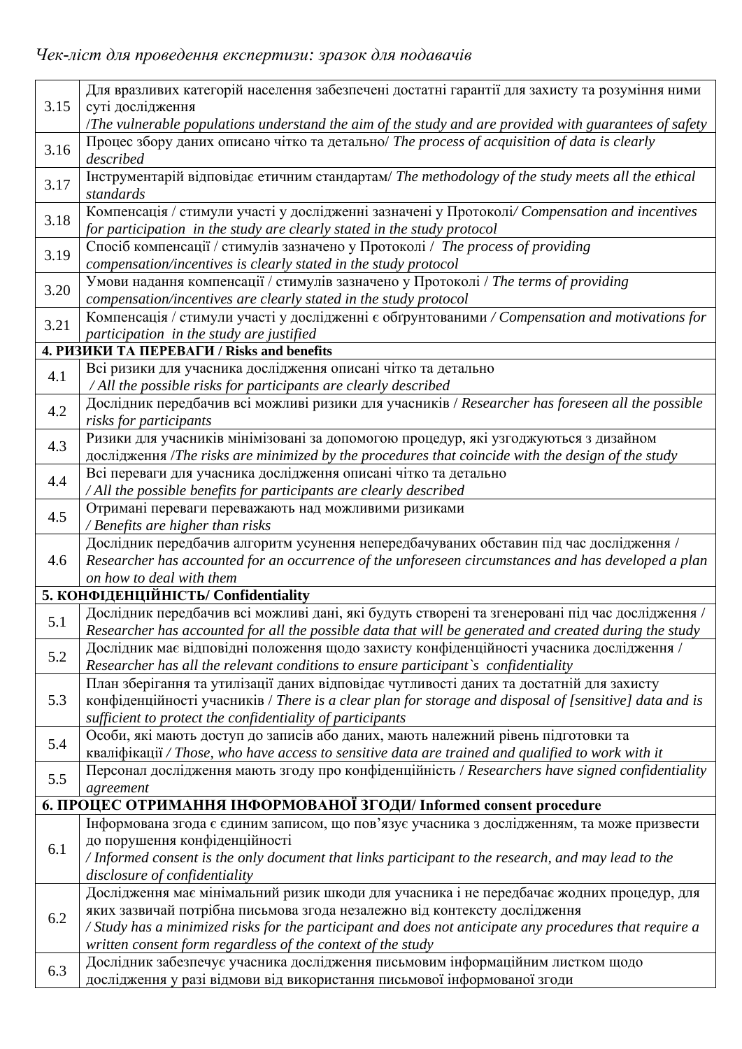*Чек-ліст для проведення експертизи: зразок для подавачів*

| | |
|---|---|
| 3.15 | Для вразливих категорій населення забезпечені достатні гарантії для захисту та розуміння ними суті дослідження /*The vulnerable populations understand the aim of the study and are provided with guarantees of safety* |
| 3.16 | Процес збору даних описано чітко та детально/ *The process of acquisition of data is clearly described* |
| 3.17 | Інструментарій відповідає етичним стандартам/ *The methodology of the study meets all the ethical standards* |
| 3.18 | Компенсація / стимули участі у дослідженні зазначені у Протоколі*/ Compensation and incentives for participation in the study are clearly stated in the study protocol* |
| 3.19 | Спосіб компенсації / стимулів зазначено у Протоколі / *The process of providing compensation/incentives is clearly stated in the study protocol* |
| 3.20 | Умови надання компенсації / стимулів зазначено у Протоколі / *The terms of providing compensation/incentives are clearly stated in the study protocol* |
| 3.21 | Компенсація / стимули участі у дослідженні є обґрунтованими */ Compensation and motivations for participation in the study are justified* |
| **4. РИЗИКИ ТА ПЕРЕВАГИ / Risks and benefits** | |
| 4.1 | Всі ризики для учасника дослідження описані чітко та детально */ All the possible risks for participants are clearly described* |
| 4.2 | Дослідник передбачив всі можливі ризики для учасників / *Researcher has foreseen all the possible risks for participants* |
| 4.3 | Ризики для учасників мінімізовані за допомогою процедур, які узгоджуються з дизайном дослідження /*The risks are minimized by the procedures that coincide with the design of the study* |
| 4.4 | Всі переваги для учасника дослідження описані чітко та детально */ All the possible benefits for participants are clearly described* |
| 4.5 | Отримані переваги переважають над можливими ризиками */ Benefits are higher than risks* |
| 4.6 | Дослідник передбачив алгоритм усунення непередбачуваних обставин під час дослідження / *Researcher has accounted for an occurrence of the unforeseen circumstances and has developed a plan on how to deal with them* |
| **5. КОНФІДЕНЦІЙНІСТЬ/ Confidentiality** | |
| 5.1 | Дослідник передбачив всі можливі дані, які будуть створені та згенеровані під час дослідження / *Researcher has accounted for all the possible data that will be generated and created during the study* |
| 5.2 | Дослідник має відповідні положення щодо захисту конфіденційності учасника дослідження / *Researcher has all the relevant conditions to ensure participant`s confidentiality* |
| 5.3 | План зберігання та утилізації даних відповідає чутливості даних та достатній для захисту конфіденційності учасників / *There is a clear plan for storage and disposal of [sensitive] data and is sufficient to protect the confidentiality of participants* |
| 5.4 | Особи, які мають доступ до записів або даних, мають належний рівень підготовки та кваліфікації */ Those, who have access to sensitive data are trained and qualified to work with it* |
| 5.5 | Персонал дослідження мають згоду про конфіденційність / *Researchers have signed confidentiality agreement* |
| **6. ПРОЦЕС ОТРИМАННЯ ІНФОРМОВАНОЇ ЗГОДИ/ Informed consent procedure** | |
| 6.1 | Інформована згода є єдиним записом, що пов'язує учасника з дослідженням, та може призвести до порушення конфіденційності */ Informed consent is the only document that links participant to the research, and may lead to the disclosure of confidentiality* |
| 6.2 | Дослідження має мінімальний ризик шкоди для учасника і не передбачає жодних процедур, для яких зазвичай потрібна письмова згода незалежно від контексту дослідження */ Study has a minimized risks for the participant and does not anticipate any procedures that require a written consent form regardless of the context of the study* |
| 6.3 | Дослідник забезпечує учасника дослідження письмовим інформаційним листком щодо дослідження у разі відмови від використання письмової інформованої згоди |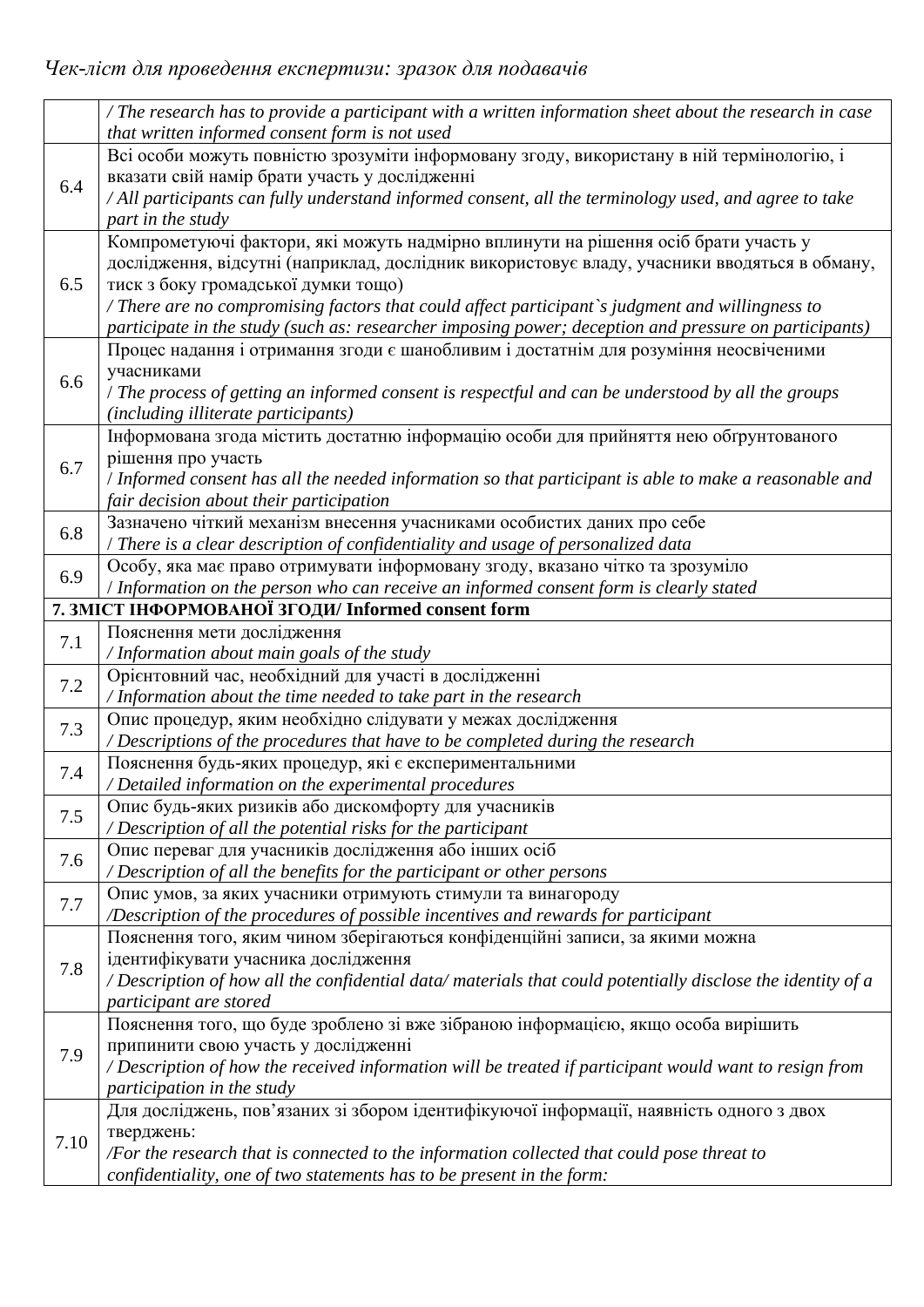*Чек-ліст для проведення експертизи: зразок для подавачів*

| | |
|---|---|
| | */ The research has to provide a participant with a written information sheet about the research in case that written informed consent form is not used* |
| 6.4 | Всі особи можуть повністю зрозуміти інформовану згоду, використану в ній термінологію, і вказати свій намір брати участь у дослідженні<br>*/ All participants can fully understand informed consent, all the terminology used, and agree to take part in the study* |
| 6.5 | Компрометуючі фактори, які можуть надмірно вплинути на рішення осіб брати участь у дослідження, відсутні (наприклад, дослідник використовує владу, учасники вводяться в обман, тиск з боку громадської думки тощо)<br>*/ There are no compromising factors that could affect participant`s judgment and willingness to participate in the study (such as: researcher imposing power; deception and pressure on participants)* |
| 6.6 | Процес надання і отримання згоди є шанобливим і достатнім для розуміння неосвіченими учасниками<br>/ *The process of getting an informed consent is respectful and can be understood by all the groups (including illiterate participants)* |
| 6.7 | Інформована згода містить достатню інформацію особи для прийняття нею обґрунтованого рішення про участь<br>/ *Informed consent has all the needed information so that participant is able to make a reasonable and fair decision about their participation* |
| 6.8 | Зазначено чіткий механізм внесення учасниками особистих даних про себе<br>/ *There is a clear description of confidentiality and usage of personalized data* |
| 6.9 | Особу, яка має право отримувати інформовану згоду, вказано чітко та зрозуміло<br>/ *Information on the person who can receive an informed consent form is clearly stated* |
| **7. ЗМІСТ ІНФОРМОВАНОЇ ЗГОДИ/ Informed consent form** | |
| 7.1 | Пояснення мети дослідження<br>*/ Information about main goals of the study* |
| 7.2 | Орієнтовний час, необхідний для участі в дослідженні<br>*/ Information about the time needed to take part in the research* |
| 7.3 | Опис процедур, яким необхідно слідувати у межах дослідження<br>*/ Descriptions of the procedures that have to be completed during the research* |
| 7.4 | Пояснення будь-яких процедур, які є експериментальними<br>*/ Detailed information on the experimental procedures* |
| 7.5 | Опис будь-яких ризиків або дискомфорту для учасників<br>*/ Description of all the potential risks for the participant* |
| 7.6 | Опис переваг для учасників дослідження або інших осіб<br>*/ Description of all the benefits for the participant or other persons* |
| 7.7 | Опис умов, за яких учасники отримують стимули та винагороду<br>*/Description of the procedures of possible incentives and rewards for participant* |
| 7.8 | Пояснення того, яким чином зберігаються конфіденційні записи, за якими можна ідентифікувати учасника дослідження<br>*/ Description of how all the confidential data/ materials that could potentially disclose the identity of a participant are stored* |
| 7.9 | Пояснення того, що буде зроблено зі вже зібраною інформацією, якщо особа вирішить припинити свою участь у дослідженні<br>*/ Description of how the received information will be treated if participant would want to resign from participation in the study* |
| 7.10 | Для досліджень, пов'язаних зі збором ідентифікуючої інформації, наявність одного з двох тверджень:<br>*/For the research that is connected to the information collected that could pose threat to confidentiality, one of two statements has to be present in the form:* |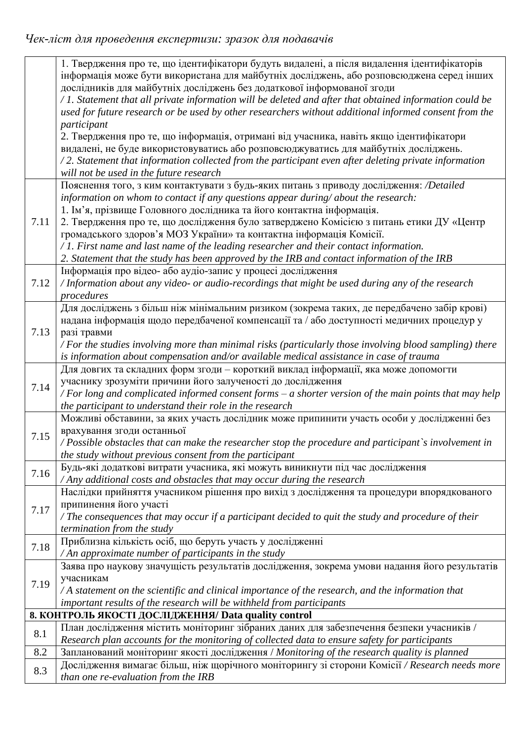*Чек-ліст для проведення експертизи: зразок для подавачів*

| | |
|---|---|
| | 1. Твердження про те, що ідентифікатори будуть видалені, а після видалення ідентифікаторів інформація може бути використана для майбутніх досліджень, або розповсюджена серед інших дослідників для майбутніх досліджень без додаткової інформованої згоди<br>*/ 1. Statement that all private information will be deleted and after that obtained information could be used for future research or be used by other researchers without additional informed consent from the participant*<br>2. Твердження про те, що інформація, отримані від учасника, навіть якщо ідентифікатори видалені, не буде використовуватись або розповсюджуватись для майбутніх досліджень.<br>*/ 2. Statement that information collected from the participant even after deleting private information will not be used in the future research* |
| 7.11 | Пояснення того, з ким контактувати з будь-яких питань з приводу дослідження: */Detailed information on whom to contact if any questions appear during/ about the research:*<br>1. Ім'я, прізвище Головного дослідника та його контактна інформація.<br>2. Твердження про те, що дослідження було затверджено Комісією з питань етики ДУ «Центр громадського здоров'я МОЗ України» та контактна інформація Комісії.<br>*/ 1. First name and last name of the leading researcher and their contact information.*<br>*2. Statement that the study has been approved by the IRB and contact information of the IRB* |
| 7.12 | Інформація про відео- або аудіо-запис у процесі дослідження<br>*/ Information about any video- or audio-recordings that might be used during any of the research procedures* |
| 7.13 | Для досліджень з більш ніж мінімальним ризиком (зокрема таких, де передбачено забір крові) надана інформація щодо передбаченої компенсації та / або доступності медичних процедур у разі травми<br>*/ For the studies involving more than minimal risks (particularly those involving blood sampling) there is information about compensation and/or available medical assistance in case of trauma* |
| 7.14 | Для довгих та складних форм згоди – короткий виклад інформації, яка може допомогти учаснику зрозуміти причини його залученості до дослідження<br>*/ For long and complicated informed consent forms – a shorter version of the main points that may help the participant to understand their role in the research* |
| 7.15 | Можливі обставини, за яких участь дослідник може припинити участь особи у дослідженні без врахування згоди останньої<br>*/ Possible obstacles that can make the researcher stop the procedure and participant`s involvement in the study without previous consent from the participant* |
| 7.16 | Будь-які додаткові витрати учасника, які можуть виникнути під час дослідження<br>*/ Any additional costs and obstacles that may occur during the research* |
| 7.17 | Наслідки прийняття учасником рішення про вихід з дослідження та процедури впорядкованого припинення його участі<br>*/ The consequences that may occur if a participant decided to quit the study and procedure of their termination from the study* |
| 7.18 | Приблизна кількість осіб, що беруть участь у дослідженні<br>*/ An approximate number of participants in the study* |
| 7.19 | Заява про наукову значущість результатів дослідження, зокрема умови надання його результатів учасникам<br>*/ A statement on the scientific and clinical importance of the research, and the information that important results of the research will be withheld from participants* |
| **8. КОНТРОЛЬ ЯКОСТІ ДОСЛІДЖЕННЯ/ Data quality control** | |
| 8.1 | План дослідження містить моніторинг зібраних даних для забезпечення безпеки учасників / *Research plan accounts for the monitoring of collected data to ensure safety for participants* |
| 8.2 | Запланований моніторинг якості дослідження / *Monitoring of the research quality is planned* |
| 8.3 | Дослідження вимагає більш, ніж щорічного моніторингу зі сторони Комісії */ Research needs more than one re-evaluation from the IRB* |